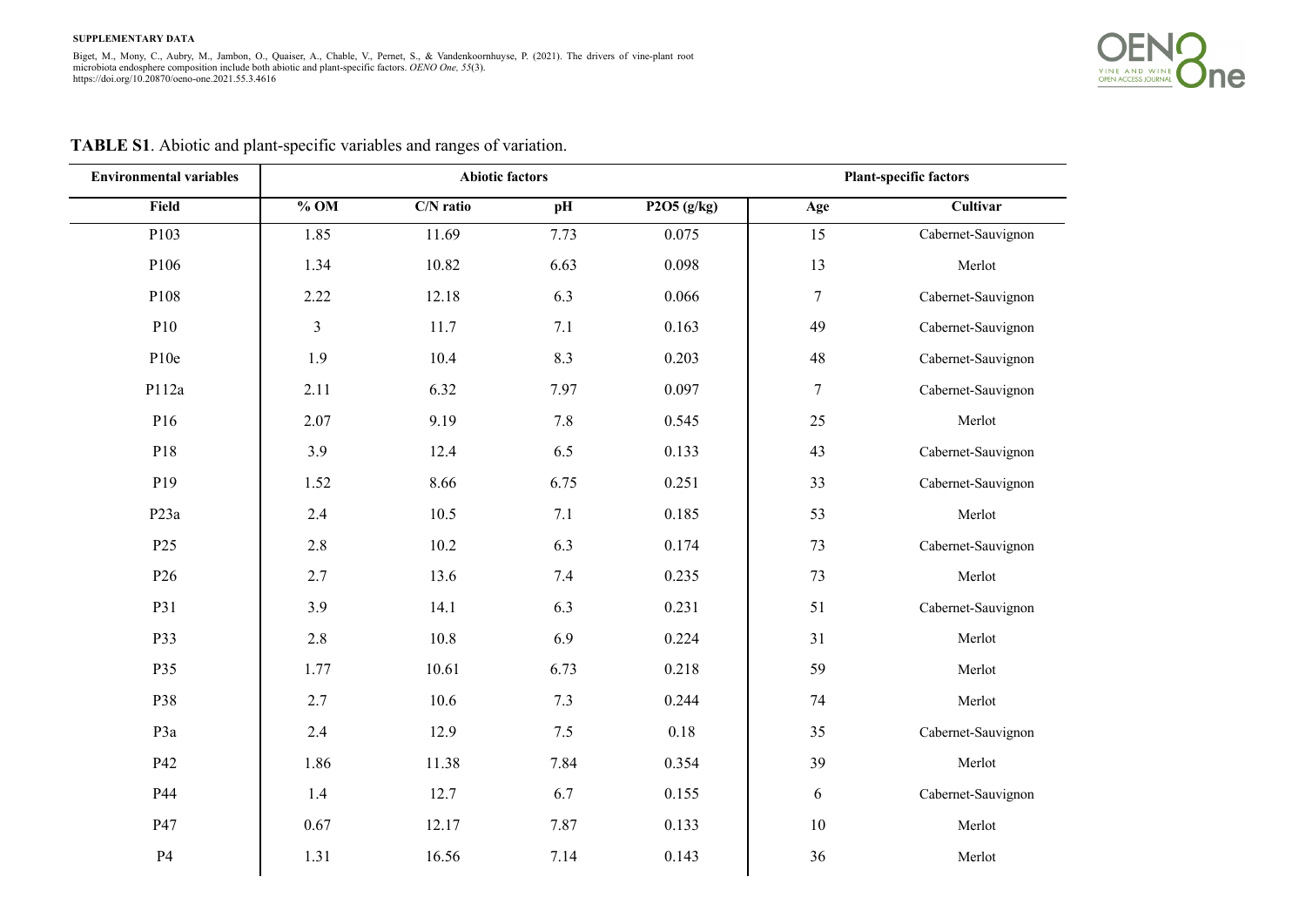**SUPPLEMENTARY DATA**

Biget, M., Mony, C., Aubry, M., Jambon, O., Quaiser, A., Chable, V., Pernet, S., & Vandenkoornhuyse, P. (2021). The drivers of vine-plant root microbiota endosphere composition include both abiotic and plant-specific factors. *OENO One, 55*(3). https://doi.org/10.20870/oeno-one.2021.55.3.4616

**TABLE S1**. Abiotic and plant-specific variables and ranges of variation.

| Environmental variables | Abiotic factors | | | | Plant-specific factors | |
|---|---|---|---|---|---|---|
| **Field** | **% OM** | **C/N ratio** | **pH** | **P2O5 (g/kg)** | **Age** | **Cultivar** |
| P103 | 1.85 | 11.69 | 7.73 | 0.075 | 15 | Cabernet-Sauvignon |
| P106 | 1.34 | 10.82 | 6.63 | 0.098 | 13 | Merlot |
| P108 | 2.22 | 12.18 | 6.3 | 0.066 | 7 | Cabernet-Sauvignon |
| P10 | 3 | 11.7 | 7.1 | 0.163 | 49 | Cabernet-Sauvignon |
| P10e | 1.9 | 10.4 | 8.3 | 0.203 | 48 | Cabernet-Sauvignon |
| P112a | 2.11 | 6.32 | 7.97 | 0.097 | 7 | Cabernet-Sauvignon |
| P16 | 2.07 | 9.19 | 7.8 | 0.545 | 25 | Merlot |
| P18 | 3.9 | 12.4 | 6.5 | 0.133 | 43 | Cabernet-Sauvignon |
| P19 | 1.52 | 8.66 | 6.75 | 0.251 | 33 | Cabernet-Sauvignon |
| P23a | 2.4 | 10.5 | 7.1 | 0.185 | 53 | Merlot |
| P25 | 2.8 | 10.2 | 6.3 | 0.174 | 73 | Cabernet-Sauvignon |
| P26 | 2.7 | 13.6 | 7.4 | 0.235 | 73 | Merlot |
| P31 | 3.9 | 14.1 | 6.3 | 0.231 | 51 | Cabernet-Sauvignon |
| P33 | 2.8 | 10.8 | 6.9 | 0.224 | 31 | Merlot |
| P35 | 1.77 | 10.61 | 6.73 | 0.218 | 59 | Merlot |
| P38 | 2.7 | 10.6 | 7.3 | 0.244 | 74 | Merlot |
| P3a | 2.4 | 12.9 | 7.5 | 0.18 | 35 | Cabernet-Sauvignon |
| P42 | 1.86 | 11.38 | 7.84 | 0.354 | 39 | Merlot |
| P44 | 1.4 | 12.7 | 6.7 | 0.155 | 6 | Cabernet-Sauvignon |
| P47 | 0.67 | 12.17 | 7.87 | 0.133 | 10 | Merlot |
| P4 | 1.31 | 16.56 | 7.14 | 0.143 | 36 | Merlot |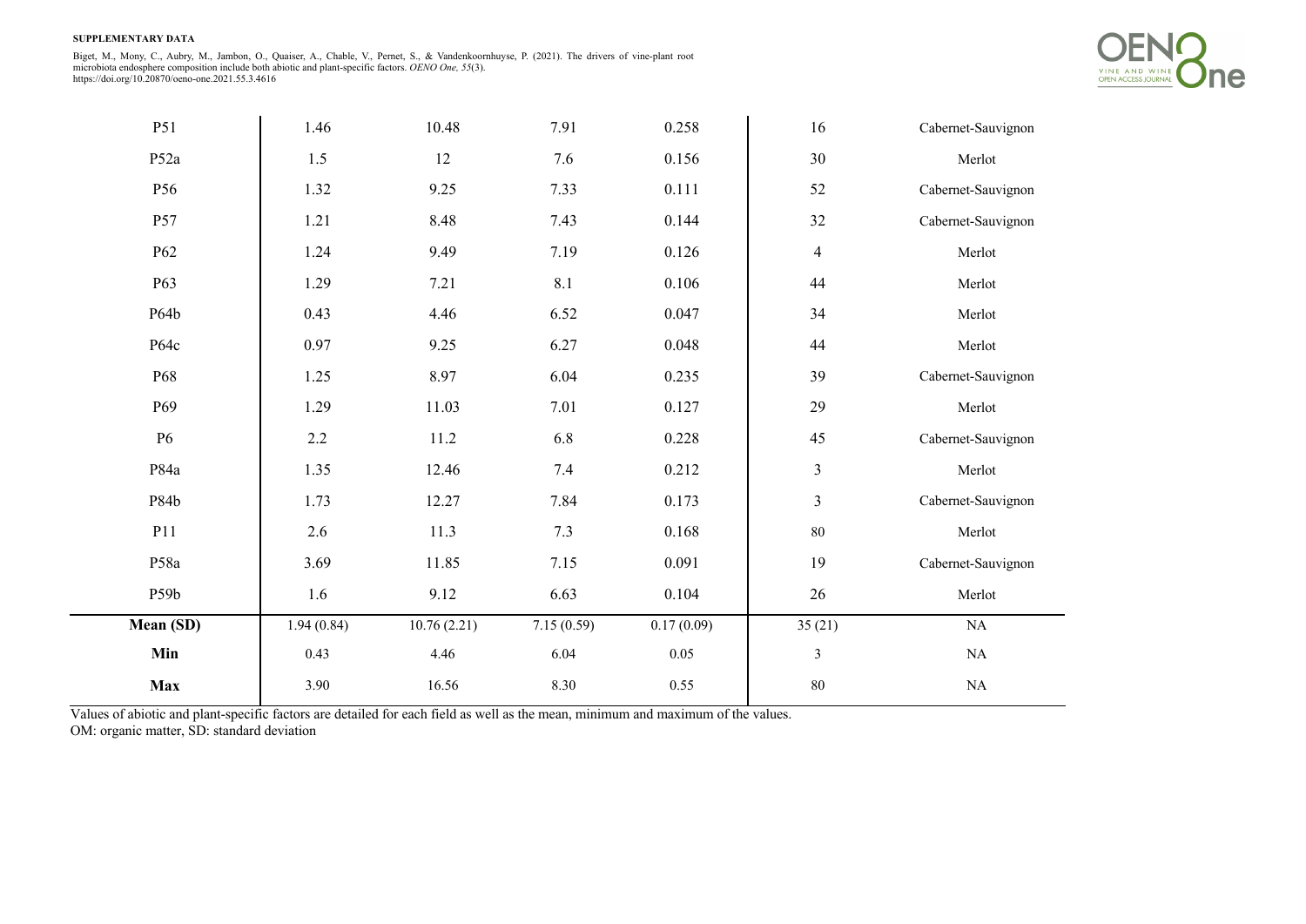| | | | | | | |
|---|---|---|---|---|---|---|
| P51 | 1.46 | 10.48 | 7.91 | 0.258 | 16 | Cabernet-Sauvignon |
| P52a | 1.5 | 12 | 7.6 | 0.156 | 30 | Merlot |
| P56 | 1.32 | 9.25 | 7.33 | 0.111 | 52 | Cabernet-Sauvignon |
| P57 | 1.21 | 8.48 | 7.43 | 0.144 | 32 | Cabernet-Sauvignon |
| P62 | 1.24 | 9.49 | 7.19 | 0.126 | 4 | Merlot |
| P63 | 1.29 | 7.21 | 8.1 | 0.106 | 44 | Merlot |
| P64b | 0.43 | 4.46 | 6.52 | 0.047 | 34 | Merlot |
| P64c | 0.97 | 9.25 | 6.27 | 0.048 | 44 | Merlot |
| P68 | 1.25 | 8.97 | 6.04 | 0.235 | 39 | Cabernet-Sauvignon |
| P69 | 1.29 | 11.03 | 7.01 | 0.127 | 29 | Merlot |
| P6 | 2.2 | 11.2 | 6.8 | 0.228 | 45 | Cabernet-Sauvignon |
| P84a | 1.35 | 12.46 | 7.4 | 0.212 | 3 | Merlot |
| P84b | 1.73 | 12.27 | 7.84 | 0.173 | 3 | Cabernet-Sauvignon |
| P11 | 2.6 | 11.3 | 7.3 | 0.168 | 80 | Merlot |
| P58a | 3.69 | 11.85 | 7.15 | 0.091 | 19 | Cabernet-Sauvignon |
| P59b | 1.6 | 9.12 | 6.63 | 0.104 | 26 | Merlot |
| **Mean (SD)** | 1.94 (0.84) | 10.76 (2.21) | 7.15 (0.59) | 0.17 (0.09) | 35 (21) | NA |
| **Min** | 0.43 | 4.46 | 6.04 | 0.05 | 3 | NA |
| **Max** | 3.90 | 16.56 | 8.30 | 0.55 | 80 | NA |

Values of abiotic and plant-specific factors are detailed for each field as well as the mean, minimum and maximum of the values.
OM: organic matter, SD: standard deviation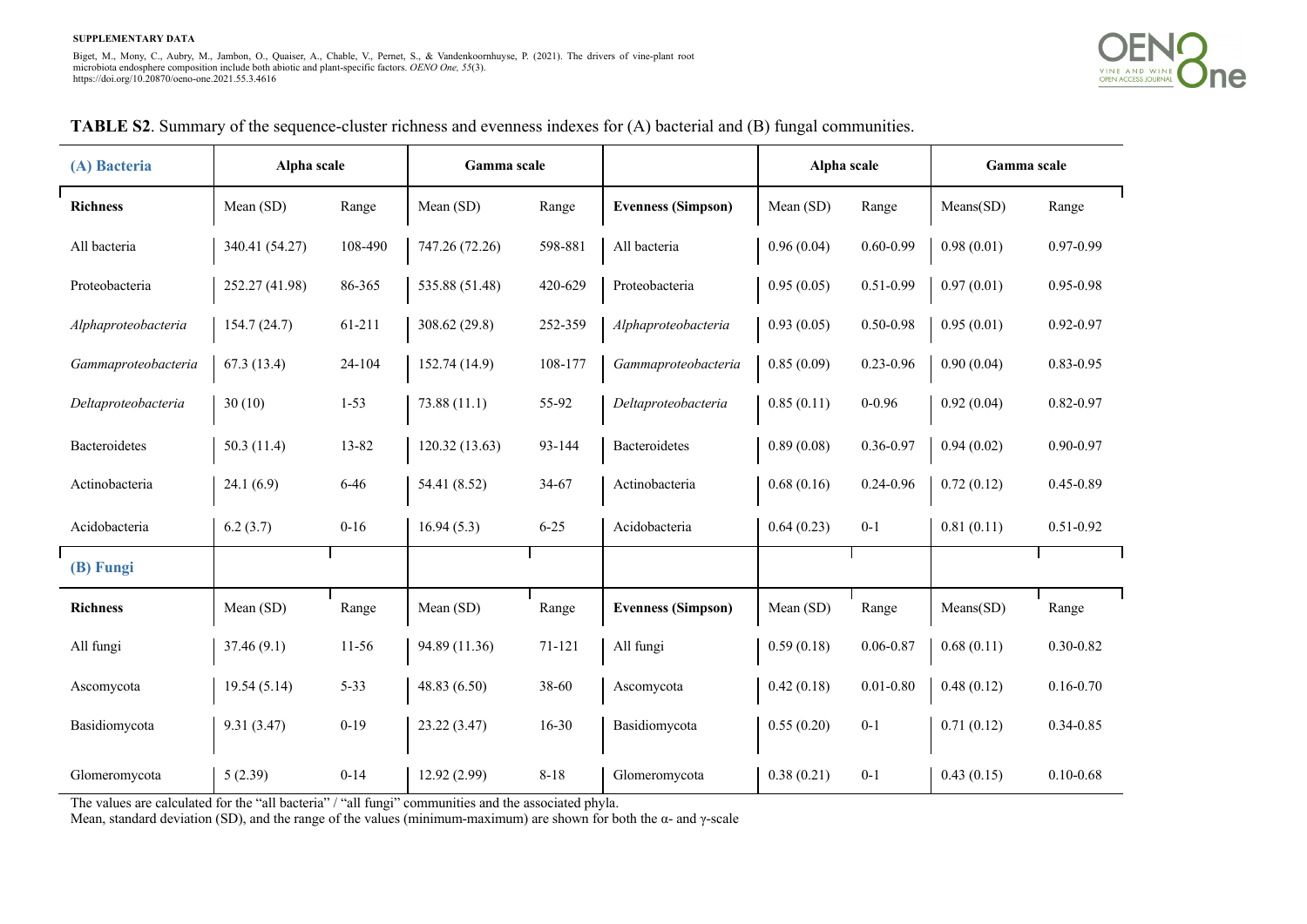SUPPLEMENTARY DATA

Biget, M., Mony, C., Aubry, M., Jambon, O., Quaiser, A., Chable, V., Pernet, S., & Vandenkoornhuyse, P. (2021). The drivers of vine-plant root microbiota endosphere composition include both abiotic and plant-specific factors. *OENO One, 55*(3). https://doi.org/10.20870/oeno-one.2021.55.3.4616

**TABLE S2**. Summary of the sequence-cluster richness and evenness indexes for (A) bacterial and (B) fungal communities.

| **(A) Bacteria** | **Alpha scale** | | **Gamma scale** | | | **Alpha scale** | | **Gamma scale** | |
|---|---|---|---|---|---|---|---|---|---|
| **Richness** | Mean (SD) | Range | Mean (SD) | Range | **Evenness (Simpson)** | Mean (SD) | Range | Means(SD) | Range |
| All bacteria | 340.41 (54.27) | 108-490 | 747.26 (72.26) | 598-881 | All bacteria | 0.96 (0.04) | 0.60-0.99 | 0.98 (0.01) | 0.97-0.99 |
| Proteobacteria | 252.27 (41.98) | 86-365 | 535.88 (51.48) | 420-629 | Proteobacteria | 0.95 (0.05) | 0.51-0.99 | 0.97 (0.01) | 0.95-0.98 |
| *Alphaproteobacteria* | 154.7 (24.7) | 61-211 | 308.62 (29.8) | 252-359 | *Alphaproteobacteria* | 0.93 (0.05) | 0.50-0.98 | 0.95 (0.01) | 0.92-0.97 |
| *Gammaproteobacteria* | 67.3 (13.4) | 24-104 | 152.74 (14.9) | 108-177 | *Gammaproteobacteria* | 0.85 (0.09) | 0.23-0.96 | 0.90 (0.04) | 0.83-0.95 |
| *Deltaproteobacteria* | 30 (10) | 1-53 | 73.88 (11.1) | 55-92 | *Deltaproteobacteria* | 0.85 (0.11) | 0-0.96 | 0.92 (0.04) | 0.82-0.97 |
| Bacteroidetes | 50.3 (11.4) | 13-82 | 120.32 (13.63) | 93-144 | Bacteroidetes | 0.89 (0.08) | 0.36-0.97 | 0.94 (0.02) | 0.90-0.97 |
| Actinobacteria | 24.1 (6.9) | 6-46 | 54.41 (8.52) | 34-67 | Actinobacteria | 0.68 (0.16) | 0.24-0.96 | 0.72 (0.12) | 0.45-0.89 |
| Acidobacteria | 6.2 (3.7) | 0-16 | 16.94 (5.3) | 6-25 | Acidobacteria | 0.64 (0.23) | 0-1 | 0.81 (0.11) | 0.51-0.92 |
| **(B) Fungi** | | | | | | | | | |
| **Richness** | Mean (SD) | Range | Mean (SD) | Range | **Evenness (Simpson)** | Mean (SD) | Range | Means(SD) | Range |
| All fungi | 37.46 (9.1) | 11-56 | 94.89 (11.36) | 71-121 | All fungi | 0.59 (0.18) | 0.06-0.87 | 0.68 (0.11) | 0.30-0.82 |
| Ascomycota | 19.54 (5.14) | 5-33 | 48.83 (6.50) | 38-60 | Ascomycota | 0.42 (0.18) | 0.01-0.80 | 0.48 (0.12) | 0.16-0.70 |
| Basidiomycota | 9.31 (3.47) | 0-19 | 23.22 (3.47) | 16-30 | Basidiomycota | 0.55 (0.20) | 0-1 | 0.71 (0.12) | 0.34-0.85 |
| Glomeromycota | 5 (2.39) | 0-14 | 12.92 (2.99) | 8-18 | Glomeromycota | 0.38 (0.21) | 0-1 | 0.43 (0.15) | 0.10-0.68 |

The values are calculated for the "all bacteria" / "all fungi" communities and the associated phyla.
Mean, standard deviation (SD), and the range of the values (minimum-maximum) are shown for both the α- and γ-scale